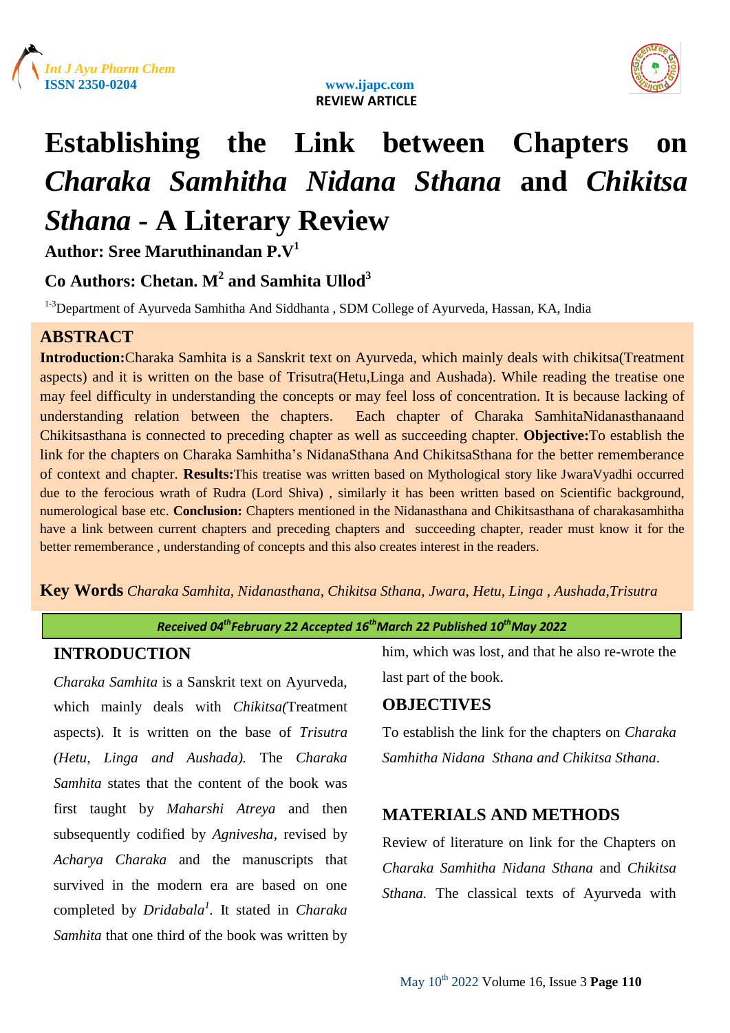REVIEW ARTICLE

# Establishing the Link between Chapters on *Charaka Samhitha Nidana Sthana* and *Chikitsa Sthana* - A Literary Review

**Author: Sree Maruthinandan P.V[1]**

**Co Authors: Chetan. M[2] and Samhita Ullod[3]**

[1-3]Department of Ayurveda Samhitha And Siddhanta , SDM College of Ayurveda, Hassan, KA, India

## ABSTRACT

**Introduction:**Charaka Samhita is a Sanskrit text on Ayurveda, which mainly deals with chikitsa(Treatment aspects) and it is written on the base of Trisutra(Hetu,Linga and Aushada). While reading the treatise one may feel difficulty in understanding the concepts or may feel loss of concentration. It is because lacking of understanding relation between the chapters. Each chapter of Charaka SamhitaNidanasthanaand Chikitsasthana is connected to preceding chapter as well as succeeding chapter. **Objective:**To establish the link for the chapters on Charaka Samhitha's NidanaSthana And ChikitsaSthana for the better rememberance of context and chapter. **Results:**This treatise was written based on Mythological story like JwaraVyadhi occurred due to the ferocious wrath of Rudra (Lord Shiva) , similarly it has been written based on Scientific background, numerological base etc. **Conclusion:** Chapters mentioned in the Nidanasthana and Chikitsasthana of charakasamhitha have a link between current chapters and preceding chapters and succeeding chapter, reader must know it for the better rememberance , understanding of concepts and this also creates interest in the readers.

**Key Words** *Charaka Samhita, Nidanasthana, Chikitsa Sthana, Jwara, Hetu, Linga , Aushada,Trisutra*

*Received 04th February 22 Accepted 16th March 22 Published 10th May 2022*

## INTRODUCTION

*Charaka Samhita* is a Sanskrit text on Ayurveda, which mainly deals with *Chikitsa(*Treatment aspects). It is written on the base of *Trisutra (Hetu, Linga and Aushada).* The *Charaka Samhita* states that the content of the book was first taught by *Maharshi Atreya* and then subsequently codified by *Agnivesha*, revised by *Acharya Charaka* and the manuscripts that survived in the modern era are based on one completed by *Dridabala*[1]. It stated in *Charaka Samhita* that one third of the book was written by him, which was lost, and that he also re-wrote the last part of the book.

## OBJECTIVES

To establish the link for the chapters on *Charaka Samhitha Nidana Sthana and Chikitsa Sthana*.

## MATERIALS AND METHODS

Review of literature on link for the Chapters on *Charaka Samhitha Nidana Sthana* and *Chikitsa Sthana.* The classical texts of Ayurveda with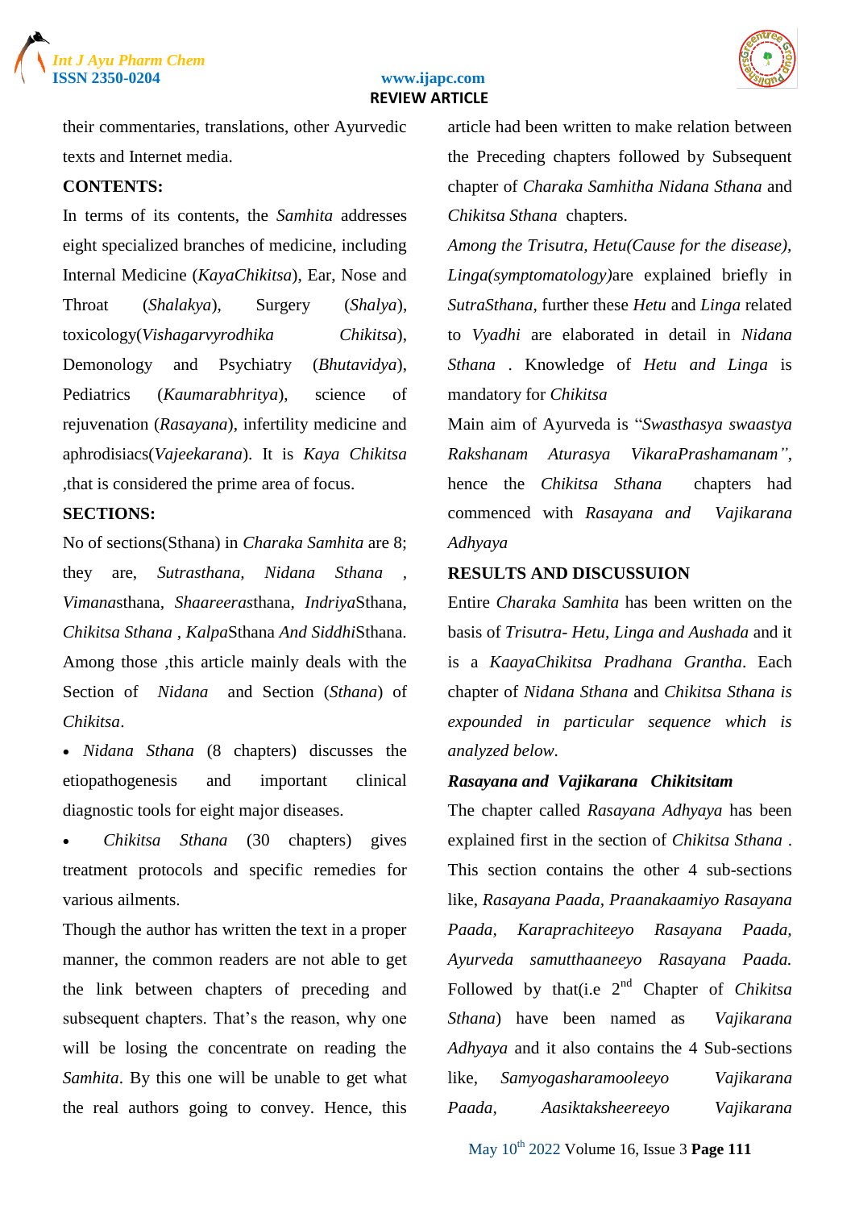their commentaries, translations, other Ayurvedic texts and Internet media.

**CONTENTS:**

In terms of its contents, the *Samhita* addresses eight specialized branches of medicine, including Internal Medicine (*KayaChikitsa*), Ear, Nose and Throat (*Shalakya*), Surgery (*Shalya*), toxicology(*Vishagarvyrodhika Chikitsa*), Demonology and Psychiatry (*Bhutavidya*), Pediatrics (*Kaumarabhritya*), science of rejuvenation (*Rasayana*), infertility medicine and aphrodisiacs(*Vajeekarana*). It is *Kaya Chikitsa* ,that is considered the prime area of focus.

**SECTIONS:**

No of sections(Sthana) in *Charaka Samhita* are 8; they are, *Sutrasthana*, *Nidana Sthana* , *Vimana*sthana, *Shaareera*sthana, *Indriya*Sthana, *Chikitsa Sthana* , *Kalpa*Sthana *And Siddhi*Sthana. Among those ,this article mainly deals with the Section of *Nidana* and Section (*Sthana*) of *Chikitsa*.

- *Nidana Sthana* (8 chapters) discusses the etiopathogenesis and important clinical diagnostic tools for eight major diseases.
- *Chikitsa Sthana* (30 chapters) gives treatment protocols and specific remedies for various ailments.

Though the author has written the text in a proper manner, the common readers are not able to get the link between chapters of preceding and subsequent chapters. That's the reason, why one will be losing the concentrate on reading the *Samhita*. By this one will be unable to get what the real authors going to convey. Hence, this article had been written to make relation between the Preceding chapters followed by Subsequent chapter of *Charaka Samhitha Nidana Sthana* and *Chikitsa Sthana* chapters.

*Among the Trisutra, Hetu(Cause for the disease), Linga(symptomatology)*are explained briefly in *SutraSthana*, further these *Hetu* and *Linga* related to *Vyadhi* are elaborated in detail in *Nidana Sthana* . Knowledge of *Hetu and Linga* is mandatory for *Chikitsa*

Main aim of Ayurveda is "*Swasthasya swaastya Rakshanam Aturasya VikaraPrashamanam"*, hence the *Chikitsa Sthana* chapters had commenced with *Rasayana and Vajikarana Adhyaya*

**RESULTS AND DISCUSSUION**

Entire *Charaka Samhita* has been written on the basis of *Trisutra- Hetu, Linga and Aushada* and it is a *KaayaChikitsa Pradhana Grantha*. Each chapter of *Nidana Sthana* and *Chikitsa Sthana is expounded in particular sequence which is analyzed below.*

***Rasayana and Vajikarana Chikitsitam***

The chapter called *Rasayana Adhyaya* has been explained first in the section of *Chikitsa Sthana* . This section contains the other 4 sub-sections like, *Rasayana Paada, Praanakaamiyo Rasayana Paada, Karaprachiteeyo Rasayana Paada, Ayurveda samutthaaneeyo Rasayana Paada.* Followed by that(i.e 2nd Chapter of *Chikitsa Sthana*) have been named as *Vajikarana Adhyaya* and it also contains the 4 Sub-sections like, *Samyogasharamooleeyo Vajikarana Paada, Aasiktaksheereeyo Vajikarana*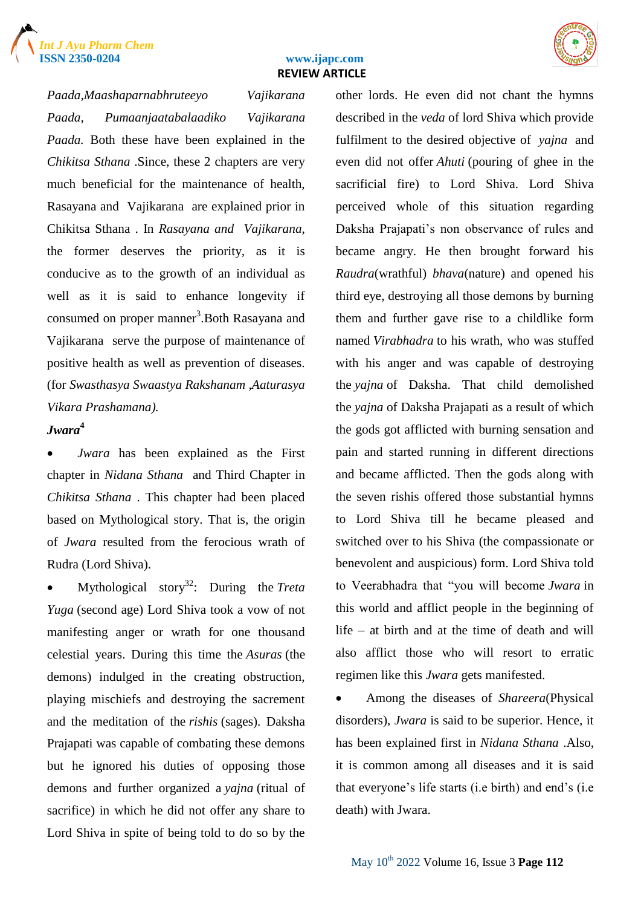*Paada,Maashaparnabhruteeyo Vajikarana Paada, Pumaanjaatabalaadiko Vajikarana Paada.* Both these have been explained in the *Chikitsa Sthana* .Since, these 2 chapters are very much beneficial for the maintenance of health, Rasayana and Vajikarana are explained prior in Chikitsa Sthana . In *Rasayana and Vajikarana,* the former deserves the priority, as it is conducive as to the growth of an individual as well as it is said to enhance longevity if consumed on proper manner[3].Both Rasayana and Vajikarana serve the purpose of maintenance of positive health as well as prevention of diseases. (for *Swasthasya Swaastya Rakshanam ,Aaturasya Vikara Prashamana).*

***Jwara*[4]**

- *Jwara* has been explained as the First chapter in *Nidana Sthana* and Third Chapter in *Chikitsa Sthana* . This chapter had been placed based on Mythological story. That is, the origin of *Jwara* resulted from the ferocious wrath of Rudra (Lord Shiva).
- Mythological story[32]: During the *Treta Yuga* (second age) Lord Shiva took a vow of not manifesting anger or wrath for one thousand celestial years. During this time the *Asuras* (the demons) indulged in the creating obstruction, playing mischiefs and destroying the sacrement and the meditation of the *rishis* (sages). Daksha Prajapati was capable of combating these demons but he ignored his duties of opposing those demons and further organized a *yajna* (ritual of sacrifice) in which he did not offer any share to Lord Shiva in spite of being told to do so by the other lords. He even did not chant the hymns described in the *veda* of lord Shiva which provide fulfilment to the desired objective of *yajna* and even did not offer *Ahuti* (pouring of ghee in the sacrificial fire) to Lord Shiva. Lord Shiva perceived whole of this situation regarding Daksha Prajapati's non observance of rules and became angry. He then brought forward his *Raudra*(wrathful) *bhava*(nature) and opened his third eye, destroying all those demons by burning them and further gave rise to a childlike form named *Virabhadra* to his wrath, who was stuffed with his anger and was capable of destroying the *yajna* of Daksha. That child demolished the *yajna* of Daksha Prajapati as a result of which the gods got afflicted with burning sensation and pain and started running in different directions and became afflicted. Then the gods along with the seven rishis offered those substantial hymns to Lord Shiva till he became pleased and switched over to his Shiva (the compassionate or benevolent and auspicious) form. Lord Shiva told to Veerabhadra that "you will become *Jwara* in this world and afflict people in the beginning of life – at birth and at the time of death and will also afflict those who will resort to erratic regimen like this *Jwara* gets manifested.
- Among the diseases of *Shareera*(Physical disorders), *Jwara* is said to be superior. Hence, it has been explained first in *Nidana Sthana* .Also, it is common among all diseases and it is said that everyone's life starts (i.e birth) and end's (i.e death) with Jwara.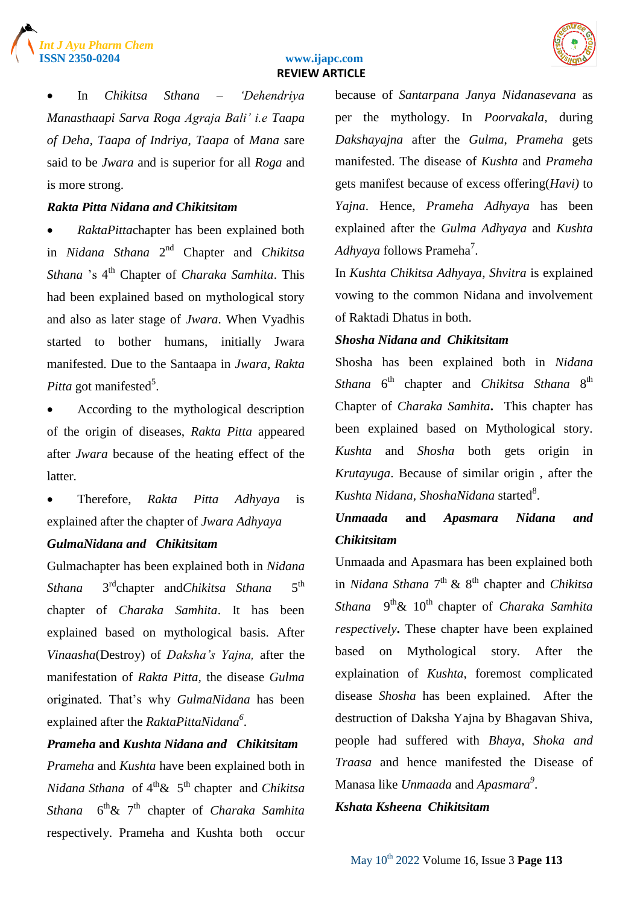- In *Chikitsa Sthana* – *'Dehendriya Manasthaapi Sarva Roga Agraja Bali' i.e Taapa of Deha, Taapa of Indriya, Taapa* of *Mana* sare said to be *Jwara* and is superior for all *Roga* and is more strong.

***Rakta Pitta Nidana and Chikitsitam***

- *RaktaPitta*chapter has been explained both in *Nidana Sthana* 2nd Chapter and *Chikitsa Sthana* 's 4th Chapter of *Charaka Samhita*. This had been explained based on mythological story and also as later stage of *Jwara*. When Vyadhis started to bother humans, initially Jwara manifested. Due to the Santaapa in *Jwara*, *Rakta Pitta* got manifested[5].
- According to the mythological description of the origin of diseases, *Rakta Pitta* appeared after *Jwara* because of the heating effect of the latter.
- Therefore, *Rakta Pitta Adhyaya* is explained after the chapter of *Jwara Adhyaya*

***GulmaNidana and Chikitsitam***

Gulmachapter has been explained both in *Nidana Sthana* 3rdchapter and*Chikitsa Sthana* 5th chapter of *Charaka Samhita*. It has been explained based on mythological basis. After *Vinaasha*(Destroy) of *Daksha's Yajna,* after the manifestation of *Rakta Pitta*, the disease *Gulma* originated. That's why *GulmaNidana* has been explained after the *RaktaPittaNidana*[6].

***Prameha* and *Kushta Nidana and Chikitsitam***

*Prameha* and *Kushta* have been explained both in *Nidana Sthana* of 4th& 5th chapter and *Chikitsa Sthana* 6th& 7th chapter of *Charaka Samhita* respectively. Prameha and Kushta both occur because of *Santarpana Janya Nidanasevana* as per the mythology. In *Poorvakala,* during *Dakshayajna* after the *Gulma*, *Prameha* gets manifested. The disease of *Kushta* and *Prameha* gets manifest because of excess offering(*Havi)* to *Yajna*. Hence, *Prameha Adhyaya* has been explained after the *Gulma Adhyaya* and *Kushta Adhyaya* follows Prameha[7].

In *Kushta Chikitsa Adhyaya*, *Shvitra* is explained vowing to the common Nidana and involvement of Raktadi Dhatus in both.

***Shosha Nidana and Chikitsitam***

Shosha has been explained both in *Nidana Sthana* 6th chapter and *Chikitsa Sthana* 8th Chapter of *Charaka Samhita***.** This chapter has been explained based on Mythological story. *Kushta* and *Shosha* both gets origin in *Krutayuga*. Because of similar origin , after the *Kushta Nidana, ShoshaNidana* started[8].

***Unmaada and Apasmara Nidana and Chikitsitam***

Unmaada and Apasmara has been explained both in *Nidana Sthana* 7th & 8th chapter and *Chikitsa Sthana* 9th& 10th chapter of *Charaka Samhita respectively***.** These chapter have been explained based on Mythological story. After the explaination of *Kushta*, foremost complicated disease *Shosha* has been explained. After the destruction of Daksha Yajna by Bhagavan Shiva, people had suffered with *Bhaya*, *Shoka and Traasa* and hence manifested the Disease of Manasa like *Unmaada* and *Apasmara*[9].

***Kshata Ksheena Chikitsitam***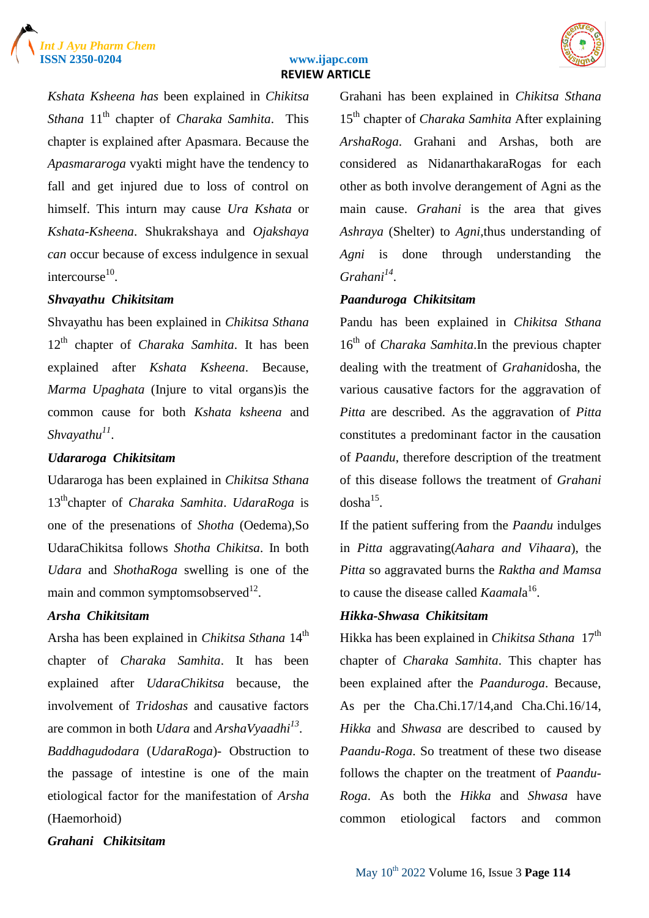*Kshata Ksheena has* been explained in *Chikitsa Sthana* 11$^{th}$ chapter of *Charaka Samhita*. This chapter is explained after Apasmara. Because the *Apasmararoga* vyakti might have the tendency to fall and get injured due to loss of control on himself. This inturn may cause *Ura Kshata* or *Kshata-Ksheena*. Shukrakshaya and *Ojakshaya can* occur because of excess indulgence in sexual intercourse[10].

***Shvayathu Chikitsitam***

Shvayathu has been explained in *Chikitsa Sthana* 12$^{th}$ chapter of *Charaka Samhita*. It has been explained after *Kshata Ksheena*. Because, *Marma Upaghata* (Injure to vital organs)is the common cause for both *Kshata ksheena* and *Shvayathu*[11].

***Udararoga Chikitsitam***

Udararoga has been explained in *Chikitsa Sthana* 13$^{th}$chapter of *Charaka Samhita*. *UdaraRoga* is one of the presenations of *Shotha* (Oedema),So UdaraChikitsa follows *Shotha Chikitsa*. In both *Udara* and *ShothaRoga* swelling is one of the main and common symptomsobserved[12].

***Arsha Chikitsitam***

Arsha has been explained in *Chikitsa Sthana* 14$^{th}$ chapter of *Charaka Samhita*. It has been explained after *UdaraChikitsa* because, the involvement of *Tridoshas* and causative factors are common in both *Udara* and *ArshaVyaadhi*[13].

*Baddhagudodara* (*UdaraRoga*)- Obstruction to the passage of intestine is one of the main etiological factor for the manifestation of *Arsha* (Haemorhoid)

***Grahani Chikitsitam***

Grahani has been explained in *Chikitsa Sthana* 15$^{th}$ chapter of *Charaka Samhita* After explaining *ArshaRoga*. Grahani and Arshas, both are considered as NidanarthakaraRogas for each other as both involve derangement of Agni as the main cause. *Grahani* is the area that gives *Ashraya* (Shelter) to *Agni*,thus understanding of *Agni* is done through understanding the *Grahani*[14].

***Paanduroga Chikitsitam***

Pandu has been explained in *Chikitsa Sthana* 16$^{th}$ of *Charaka Samhita*.In the previous chapter dealing with the treatment of *Grahani*dosha, the various causative factors for the aggravation of *Pitta* are described. As the aggravation of *Pitta* constitutes a predominant factor in the causation of *Paandu*, therefore description of the treatment of this disease follows the treatment of *Grahani* dosha[15].

If the patient suffering from the *Paandu* indulges in *Pitta* aggravating(*Aahara and Vihaara*), the *Pitta* so aggravated burns the *Raktha and Mamsa* to cause the disease called *Kaamala*[16].

***Hikka-Shwasa Chikitsitam***

Hikka has been explained in *Chikitsa Sthana* 17$^{th}$ chapter of *Charaka Samhita*. This chapter has been explained after the *Paanduroga*. Because, As per the Cha.Chi.17/14,and Cha.Chi.16/14, *Hikka* and *Shwasa* are described to caused by *Paandu-Roga*. So treatment of these two disease follows the chapter on the treatment of *Paandu-Roga*. As both the *Hikka* and *Shwasa* have common etiological factors and common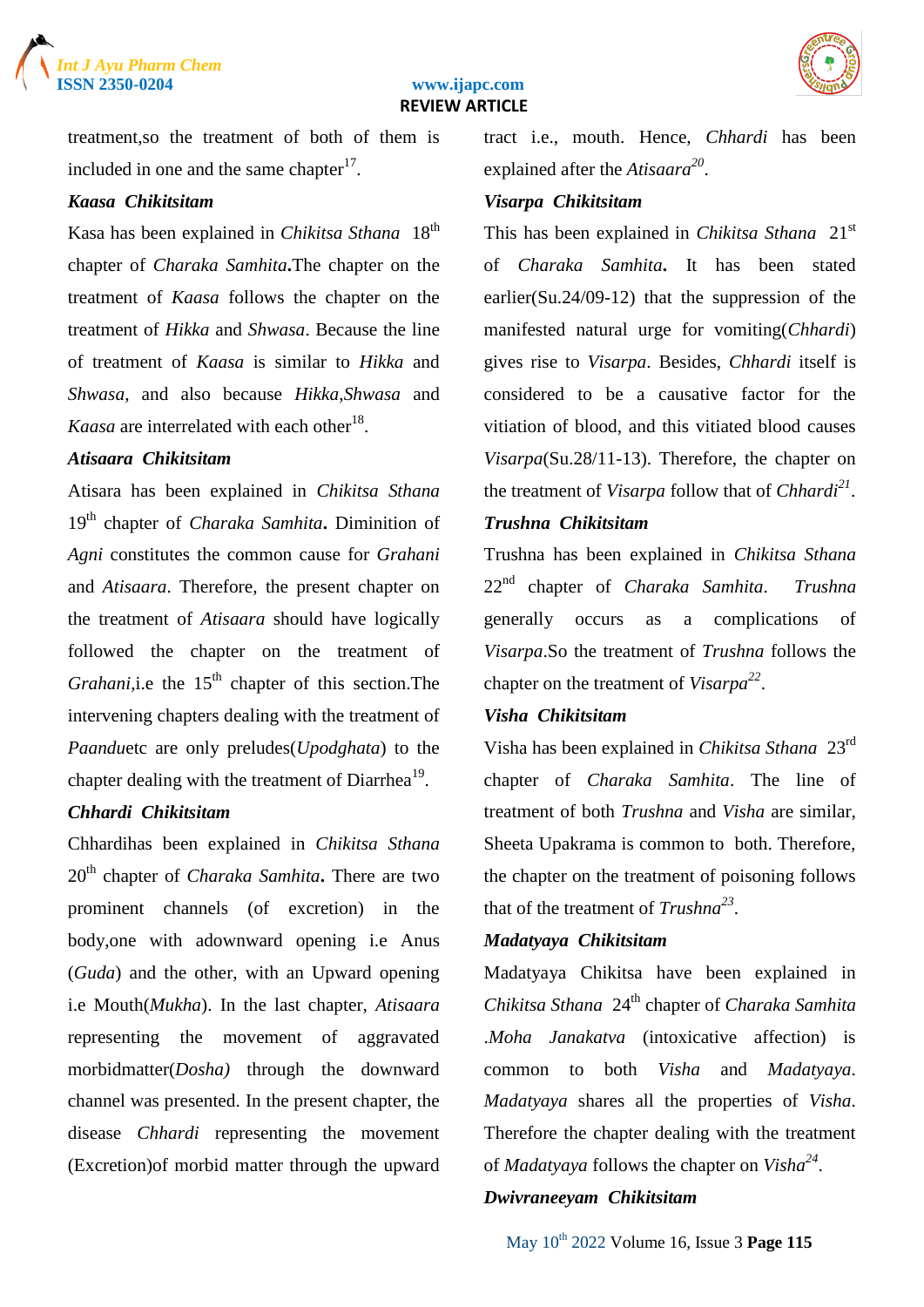treatment,so the treatment of both of them is included in one and the same chapter[17].

***Kaasa Chikitsitam***

Kasa has been explained in *Chikitsa Sthana* 18th chapter of *Charaka Samhita*.The chapter on the treatment of *Kaasa* follows the chapter on the treatment of *Hikka* and *Shwasa*. Because the line of treatment of *Kaasa* is similar to *Hikka* and *Shwasa*, and also because *Hikka*,*Shwasa* and *Kaasa* are interrelated with each other[18].

***Atisaara Chikitsitam***

Atisara has been explained in *Chikitsa Sthana* 19th chapter of *Charaka Samhita*. Diminition of *Agni* constitutes the common cause for *Grahani* and *Atisaara*. Therefore, the present chapter on the treatment of *Atisaara* should have logically followed the chapter on the treatment of *Grahani*,i.e the 15th chapter of this section.The intervening chapters dealing with the treatment of *Paandu*etc are only preludes(*Upodghata*) to the chapter dealing with the treatment of Diarrhea[19].

***Chhardi Chikitsitam***

Chhardihas been explained in *Chikitsa Sthana* 20th chapter of *Charaka Samhita*. There are two prominent channels (of excretion) in the body,one with adownward opening i.e Anus (*Guda*) and the other, with an Upward opening i.e Mouth(*Mukha*). In the last chapter, *Atisaara* representing the movement of aggravated morbidmatter(*Dosha)* through the downward channel was presented. In the present chapter, the disease *Chhardi* representing the movement (Excretion)of morbid matter through the upward tract i.e., mouth. Hence, *Chhardi* has been explained after the *Atisaara*[20].

***Visarpa Chikitsitam***

This has been explained in *Chikitsa Sthana* 21st of *Charaka Samhita*. It has been stated earlier(Su.24/09-12) that the suppression of the manifested natural urge for vomiting(*Chhardi*) gives rise to *Visarpa*. Besides, *Chhardi* itself is considered to be a causative factor for the vitiation of blood, and this vitiated blood causes *Visarpa*(Su.28/11-13). Therefore, the chapter on the treatment of *Visarpa* follow that of *Chhardi*[21].

***Trushna Chikitsitam***

Trushna has been explained in *Chikitsa Sthana* 22nd chapter of *Charaka Samhita*. *Trushna* generally occurs as a complications of *Visarpa*.So the treatment of *Trushna* follows the chapter on the treatment of *Visarpa*[22].

***Visha Chikitsitam***

Visha has been explained in *Chikitsa Sthana* 23rd chapter of *Charaka Samhita*. The line of treatment of both *Trushna* and *Visha* are similar, Sheeta Upakrama is common to both. Therefore, the chapter on the treatment of poisoning follows that of the treatment of *Trushna*[23].

***Madatyaya Chikitsitam***

Madatyaya Chikitsa have been explained in *Chikitsa Sthana* 24th chapter of *Charaka Samhita* .*Moha Janakatva* (intoxicative affection) is common to both *Visha* and *Madatyaya*. *Madatyaya* shares all the properties of *Visha*. Therefore the chapter dealing with the treatment of *Madatyaya* follows the chapter on *Visha*[24].

***Dwivraneeyam Chikitsitam***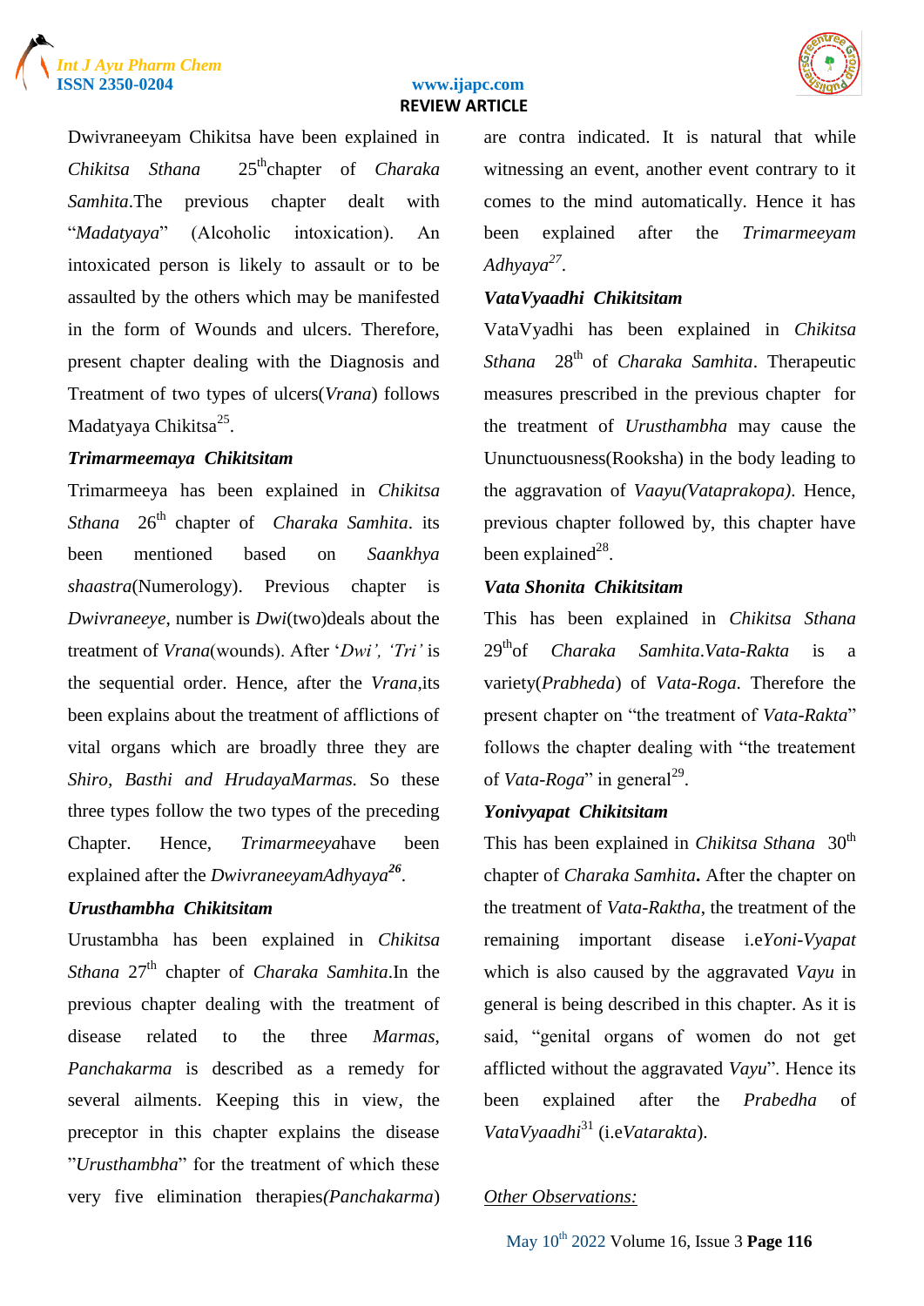Dwivraneeyam Chikitsa have been explained in *Chikitsa Sthana* 25th chapter of *Charaka Samhita*.The previous chapter dealt with "*Madatyaya*" (Alcoholic intoxication). An intoxicated person is likely to assault or to be assaulted by the others which may be manifested in the form of Wounds and ulcers. Therefore, present chapter dealing with the Diagnosis and Treatment of two types of ulcers(*Vrana*) follows Madatyaya Chikitsa[25].

***Trimarmeemaya Chikitsitam***

Trimarmeeya has been explained in *Chikitsa Sthana* 26th chapter of *Charaka Samhita*. its been mentioned based on *Saankhya shaastra*(Numerology). Previous chapter is *Dwivraneeye*, number is *Dwi*(two)deals about the treatment of *Vrana*(wounds). After '*Dwi', 'Tri'* is the sequential order. Hence, after the *Vrana*,its been explains about the treatment of afflictions of vital organs which are broadly three they are *Shiro, Basthi and HrudayaMarmas.* So these three types follow the two types of the preceding Chapter. Hence, *Trimarmeeya*have been explained after the *DwivraneeyamAdhyaya*[26].

***Urusthambha Chikitsitam***

Urustambha has been explained in *Chikitsa Sthana* 27th chapter of *Charaka Samhita*.In the previous chapter dealing with the treatment of disease related to the three *Marmas*, *Panchakarma* is described as a remedy for several ailments. Keeping this in view, the preceptor in this chapter explains the disease "*Urusthambha*" for the treatment of which these very five elimination therapies*(Panchakarma*) are contra indicated. It is natural that while witnessing an event, another event contrary to it comes to the mind automatically. Hence it has been explained after the *Trimarmeeyam Adhyaya*[27].

***VataVyaadhi Chikitsitam***

VataVyadhi has been explained in *Chikitsa Sthana* 28th of *Charaka Samhita*. Therapeutic measures prescribed in the previous chapter for the treatment of *Urusthambha* may cause the Ununctuousness(Rooksha) in the body leading to the aggravation of *Vaayu(Vataprakopa)*. Hence, previous chapter followed by, this chapter have been explained[28].

***Vata Shonita Chikitsitam***

This has been explained in *Chikitsa Sthana* 29th of *Charaka Samhita*.*Vata-Rakta* is a variety(*Prabheda*) of *Vata-Roga*. Therefore the present chapter on "the treatment of *Vata-Rakta*" follows the chapter dealing with "the treatement of *Vata-Roga*" in general[29].

***Yonivyapat Chikitsitam***

This has been explained in *Chikitsa Sthana* 30th chapter of *Charaka Samhita***.** After the chapter on the treatment of *Vata-Raktha*, the treatment of the remaining important disease i.e*Yoni-Vyapat* which is also caused by the aggravated *Vayu* in general is being described in this chapter. As it is said, "genital organs of women do not get afflicted without the aggravated *Vayu*". Hence its been explained after the *Prabedha* of *VataVyaadhi*[31] (i.e*Vatarakta*).

*<u>Other Observations:</u>*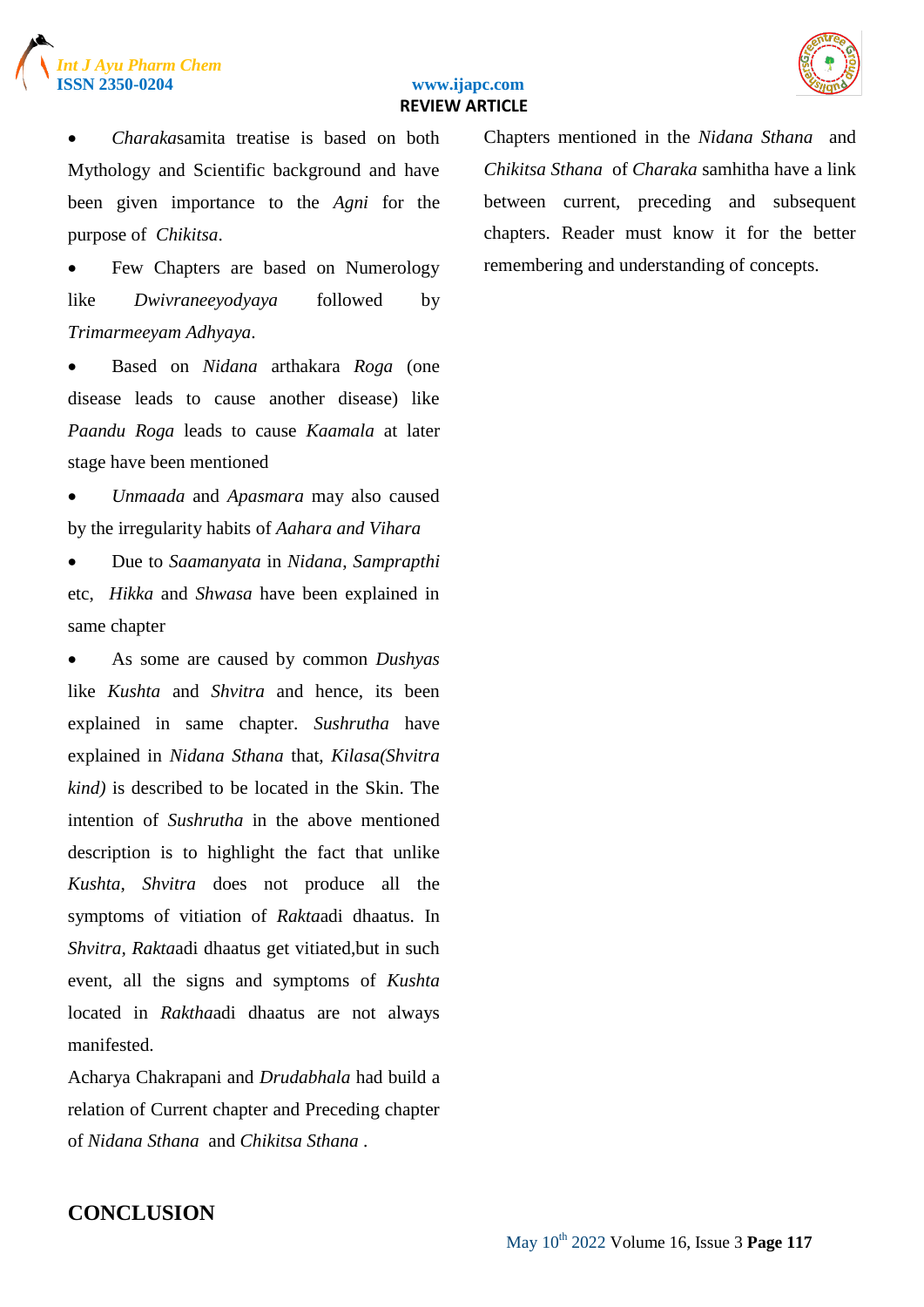- *Charaka*samita treatise is based on both Mythology and Scientific background and have been given importance to the *Agni* for the purpose of *Chikitsa*.
- Few Chapters are based on Numerology like *Dwivraneeyodyaya* followed by *Trimarmeeyam Adhyaya*.
- Based on *Nidana* arthakara *Roga* (one disease leads to cause another disease) like *Paandu Roga* leads to cause *Kaamala* at later stage have been mentioned
- *Unmaada* and *Apasmara* may also caused by the irregularity habits of *Aahara and Vihara*
- Due to *Saamanyata* in *Nidana*, *Samprapthi* etc, *Hikka* and *Shwasa* have been explained in same chapter
- As some are caused by common *Dushyas* like *Kushta* and *Shvitra* and hence, its been explained in same chapter. *Sushrutha* have explained in *Nidana Sthana* that, *Kilasa(Shvitra kind)* is described to be located in the Skin. The intention of *Sushrutha* in the above mentioned description is to highlight the fact that unlike *Kushta*, *Shvitra* does not produce all the symptoms of vitiation of *Rakta*adi dhaatus. In *Shvitra*, *Rakta*adi dhaatus get vitiated,but in such event, all the signs and symptoms of *Kushta* located in *Raktha*adi dhaatus are not always manifested.

Acharya Chakrapani and *Drudabhala* had build a relation of Current chapter and Preceding chapter of *Nidana Sthana* and *Chikitsa Sthana* .

Chapters mentioned in the *Nidana Sthana* and *Chikitsa Sthana* of *Charaka* samhitha have a link between current, preceding and subsequent chapters. Reader must know it for the better remembering and understanding of concepts.

## CONCLUSION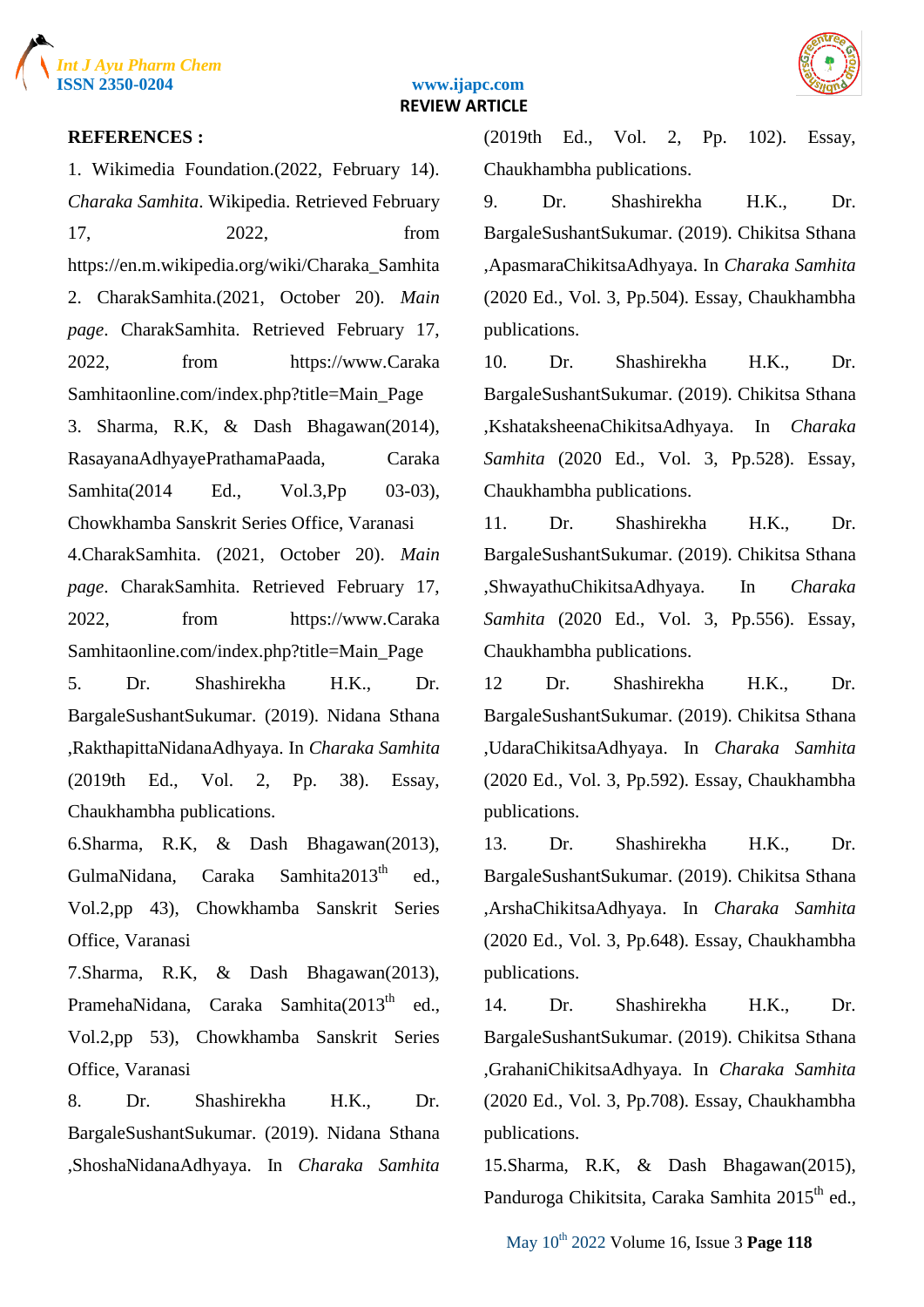**REFERENCES :**

1. Wikimedia Foundation.(2022, February 14). *Charaka Samhita*. Wikipedia. Retrieved February 17, 2022, from https://en.m.wikipedia.org/wiki/Charaka_Samhita

2. CharakSamhita.(2021, October 20). *Main page*. CharakSamhita. Retrieved February 17, 2022, from https://www.CarakaSamhitaonline.com/index.php?title=Main_Page

3. Sharma, R.K, & Dash Bhagawan(2014), RasayanaAdhyayePrathamaPaada, Caraka Samhita(2014 Ed., Vol.3,Pp 03-03), Chowkhamba Sanskrit Series Office, Varanasi

4.CharakSamhita. (2021, October 20). *Main page*. CharakSamhita. Retrieved February 17, 2022, from https://www.CarakaSamhitaonline.com/index.php?title=Main_Page

5. Dr. Shashirekha H.K., Dr. BargaleSushantSukumar. (2019). Nidana Sthana ,RakthapittaNidanaAdhyaya. In *Charaka Samhita* (2019th Ed., Vol. 2, Pp. 38). Essay, Chaukhambha publications.

6.Sharma, R.K, & Dash Bhagawan(2013), GulmaNidana, Caraka Samhita2013th ed., Vol.2,pp 43), Chowkhamba Sanskrit Series Office, Varanasi

7.Sharma, R.K, & Dash Bhagawan(2013), PramehaNidana, Caraka Samhita(2013th ed., Vol.2,pp 53), Chowkhamba Sanskrit Series Office, Varanasi

8. Dr. Shashirekha H.K., Dr. BargaleSushantSukumar. (2019). Nidana Sthana ,ShoshaNidanaAdhyaya. In *Charaka Samhita* (2019th Ed., Vol. 2, Pp. 102). Essay, Chaukhambha publications.

9. Dr. Shashirekha H.K., Dr. BargaleSushantSukumar. (2019). Chikitsa Sthana ,ApasmaraChikitsaAdhyaya. In *Charaka Samhita* (2020 Ed., Vol. 3, Pp.504). Essay, Chaukhambha publications.

10. Dr. Shashirekha H.K., Dr. BargaleSushantSukumar. (2019). Chikitsa Sthana ,KshataksheenaChikitsaAdhyaya. In *Charaka Samhita* (2020 Ed., Vol. 3, Pp.528). Essay, Chaukhambha publications.

11. Dr. Shashirekha H.K., Dr. BargaleSushantSukumar. (2019). Chikitsa Sthana ,ShwayathuChikitsaAdhyaya. In *Charaka Samhita* (2020 Ed., Vol. 3, Pp.556). Essay, Chaukhambha publications.

12 Dr. Shashirekha H.K., Dr. BargaleSushantSukumar. (2019). Chikitsa Sthana ,UdaraChikitsaAdhyaya. In *Charaka Samhita* (2020 Ed., Vol. 3, Pp.592). Essay, Chaukhambha publications.

13. Dr. Shashirekha H.K., Dr. BargaleSushantSukumar. (2019). Chikitsa Sthana ,ArshaChikitsaAdhyaya. In *Charaka Samhita* (2020 Ed., Vol. 3, Pp.648). Essay, Chaukhambha publications.

14. Dr. Shashirekha H.K., Dr. BargaleSushantSukumar. (2019). Chikitsa Sthana ,GrahaniChikitsaAdhyaya. In *Charaka Samhita* (2020 Ed., Vol. 3, Pp.708). Essay, Chaukhambha publications.

15.Sharma, R.K, & Dash Bhagawan(2015), Panduroga Chikitsita, Caraka Samhita 2015th ed.,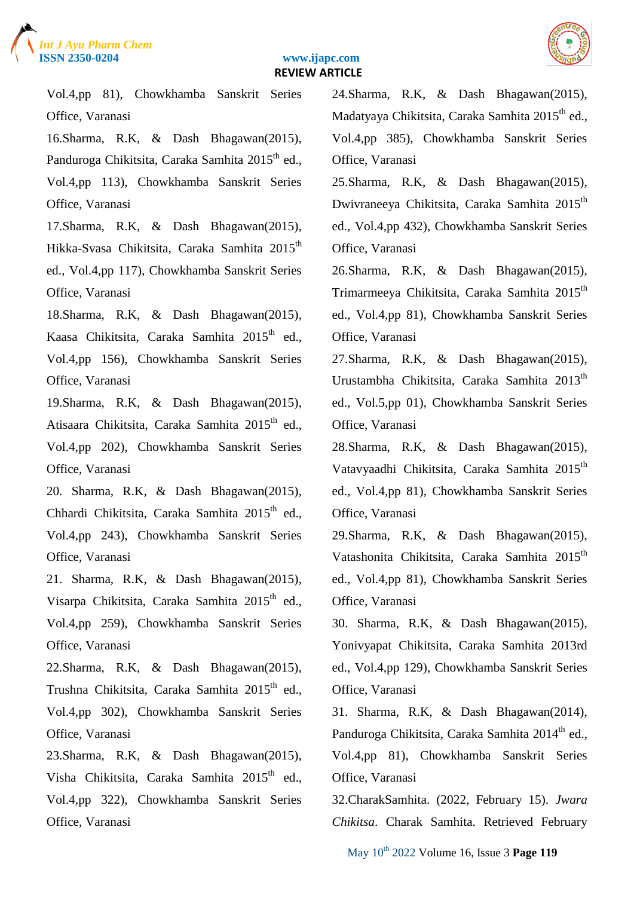Vol.4,pp 81), Chowkhamba Sanskrit Series Office, Varanasi

16.Sharma, R.K, & Dash Bhagawan(2015), Panduroga Chikitsita, Caraka Samhita 2015th ed., Vol.4,pp 113), Chowkhamba Sanskrit Series Office, Varanasi

17.Sharma, R.K, & Dash Bhagawan(2015), Hikka-Svasa Chikitsita, Caraka Samhita 2015th ed., Vol.4,pp 117), Chowkhamba Sanskrit Series Office, Varanasi

18.Sharma, R.K, & Dash Bhagawan(2015), Kaasa Chikitsita, Caraka Samhita 2015th ed., Vol.4,pp 156), Chowkhamba Sanskrit Series Office, Varanasi

19.Sharma, R.K, & Dash Bhagawan(2015), Atisaara Chikitsita, Caraka Samhita 2015th ed., Vol.4,pp 202), Chowkhamba Sanskrit Series Office, Varanasi

20. Sharma, R.K, & Dash Bhagawan(2015), Chhardi Chikitsita, Caraka Samhita 2015th ed., Vol.4,pp 243), Chowkhamba Sanskrit Series Office, Varanasi

21. Sharma, R.K, & Dash Bhagawan(2015), Visarpa Chikitsita, Caraka Samhita 2015th ed., Vol.4,pp 259), Chowkhamba Sanskrit Series Office, Varanasi

22.Sharma, R.K, & Dash Bhagawan(2015), Trushna Chikitsita, Caraka Samhita 2015th ed., Vol.4,pp 302), Chowkhamba Sanskrit Series Office, Varanasi

23.Sharma, R.K, & Dash Bhagawan(2015), Visha Chikitsita, Caraka Samhita 2015th ed., Vol.4,pp 322), Chowkhamba Sanskrit Series Office, Varanasi

24.Sharma, R.K, & Dash Bhagawan(2015), Madatyaya Chikitsita, Caraka Samhita 2015th ed., Vol.4,pp 385), Chowkhamba Sanskrit Series Office, Varanasi

25.Sharma, R.K, & Dash Bhagawan(2015), Dwivraneeya Chikitsita, Caraka Samhita 2015th ed., Vol.4,pp 432), Chowkhamba Sanskrit Series Office, Varanasi

26.Sharma, R.K, & Dash Bhagawan(2015), Trimarmeeya Chikitsita, Caraka Samhita 2015th ed., Vol.4,pp 81), Chowkhamba Sanskrit Series Office, Varanasi

27.Sharma, R.K, & Dash Bhagawan(2015), Urustambha Chikitsita, Caraka Samhita 2013th ed., Vol.5,pp 01), Chowkhamba Sanskrit Series Office, Varanasi

28.Sharma, R.K, & Dash Bhagawan(2015), Vatavyaadhi Chikitsita, Caraka Samhita 2015th ed., Vol.4,pp 81), Chowkhamba Sanskrit Series Office, Varanasi

29.Sharma, R.K, & Dash Bhagawan(2015), Vatashonita Chikitsita, Caraka Samhita 2015th ed., Vol.4,pp 81), Chowkhamba Sanskrit Series Office, Varanasi

30. Sharma, R.K, & Dash Bhagawan(2015), Yonivyapat Chikitsita, Caraka Samhita 2013rd ed., Vol.4,pp 129), Chowkhamba Sanskrit Series Office, Varanasi

31. Sharma, R.K, & Dash Bhagawan(2014), Panduroga Chikitsita, Caraka Samhita 2014th ed., Vol.4,pp 81), Chowkhamba Sanskrit Series Office, Varanasi

32.CharakSamhita. (2022, February 15). *Jwara Chikitsa*. Charak Samhita. Retrieved February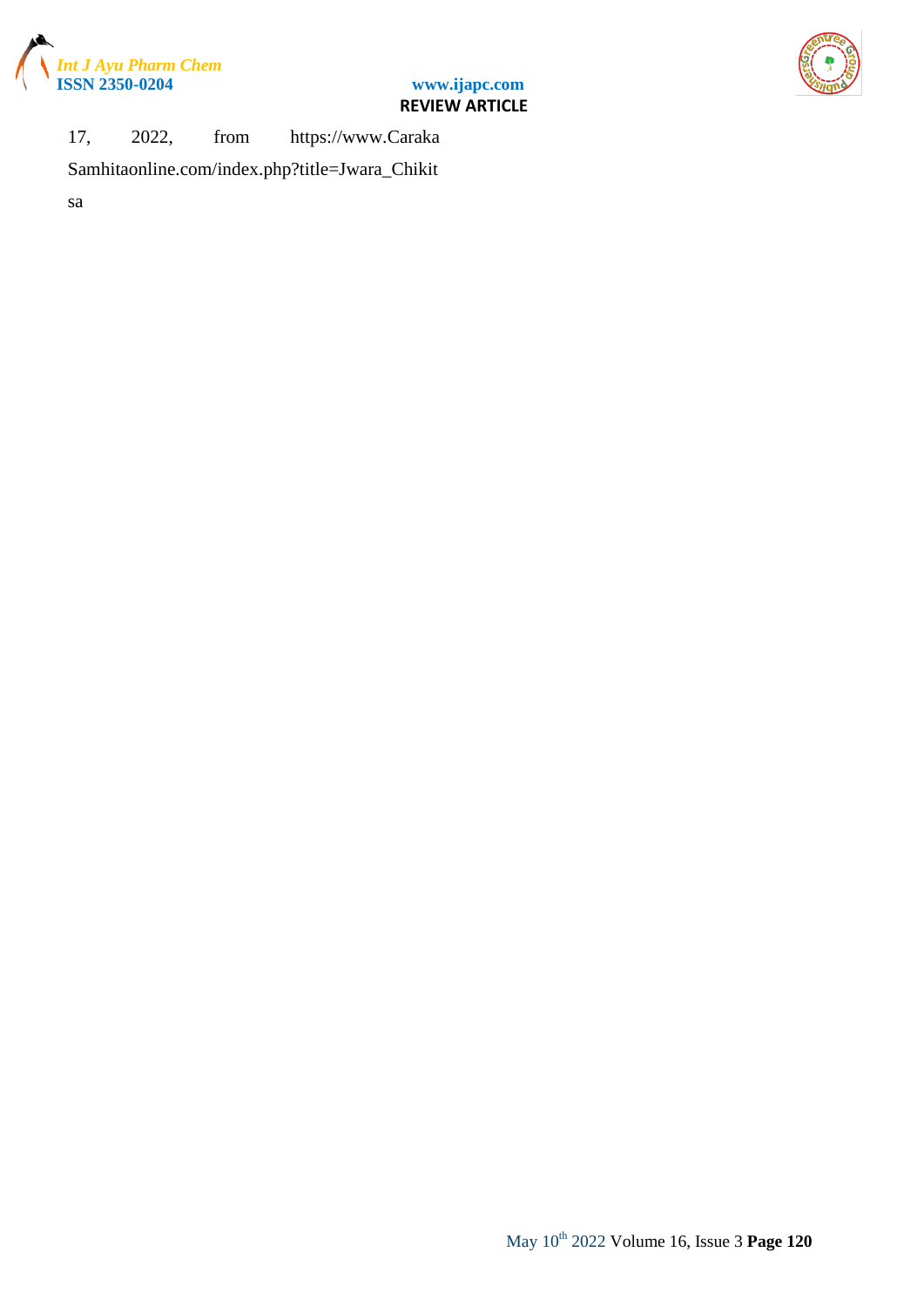17, 2022, from https://www.Caraka Samhitaonline.com/index.php?title=Jwara_Chikitsa